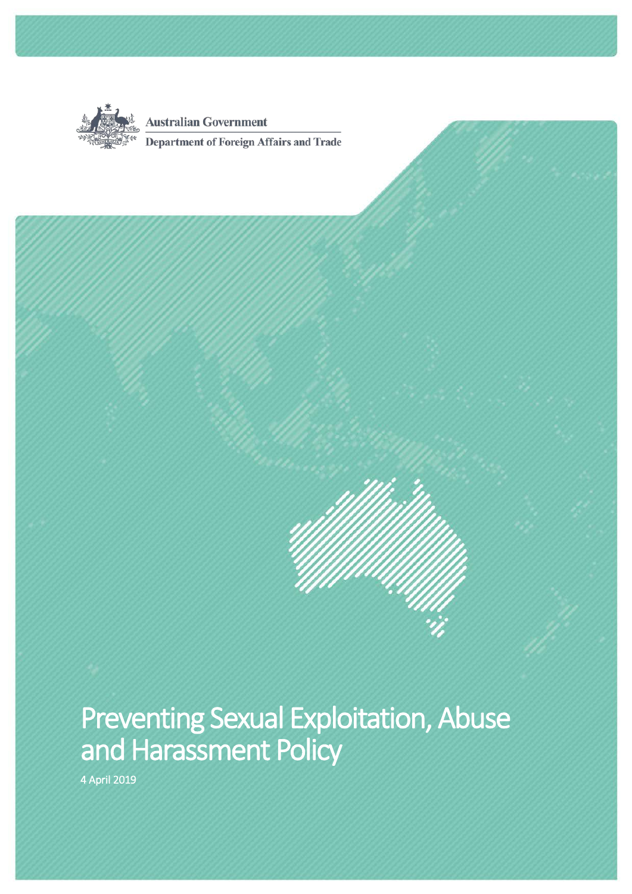Australian Government

Department of Foreign Affairs and Trade

# Preventing Sexual Exploitation, Abuse and Harassment Policy

4 April 2019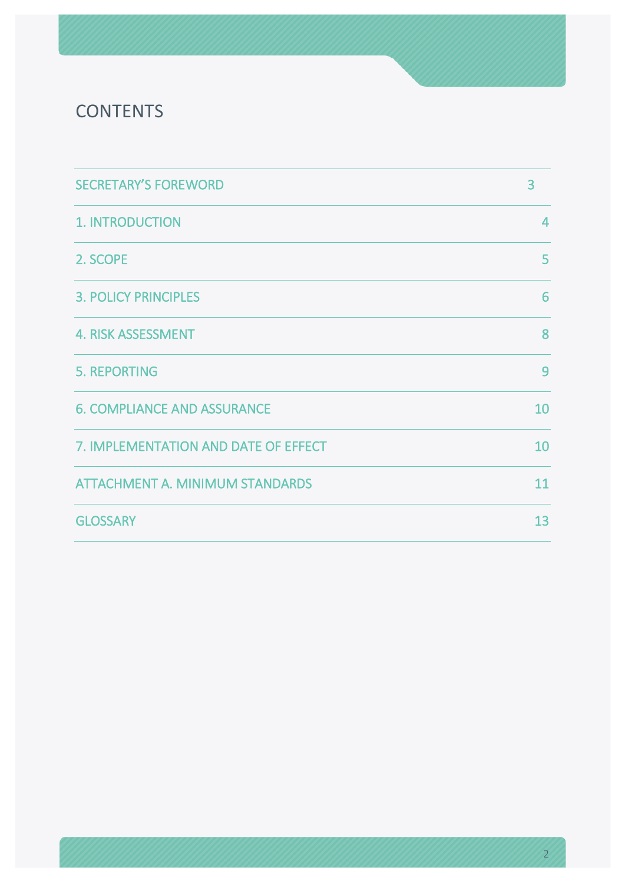# CONTENTS

| | |
|---|---|
| SECRETARY'S FOREWORD | 3 |
| 1. INTRODUCTION | 4 |
| 2. SCOPE | 5 |
| 3. POLICY PRINCIPLES | 6 |
| 4. RISK ASSESSMENT | 8 |
| 5. REPORTING | 9 |
| 6. COMPLIANCE AND ASSURANCE | 10 |
| 7. IMPLEMENTATION AND DATE OF EFFECT | 10 |
| ATTACHMENT A. MINIMUM STANDARDS | 11 |
| GLOSSARY | 13 |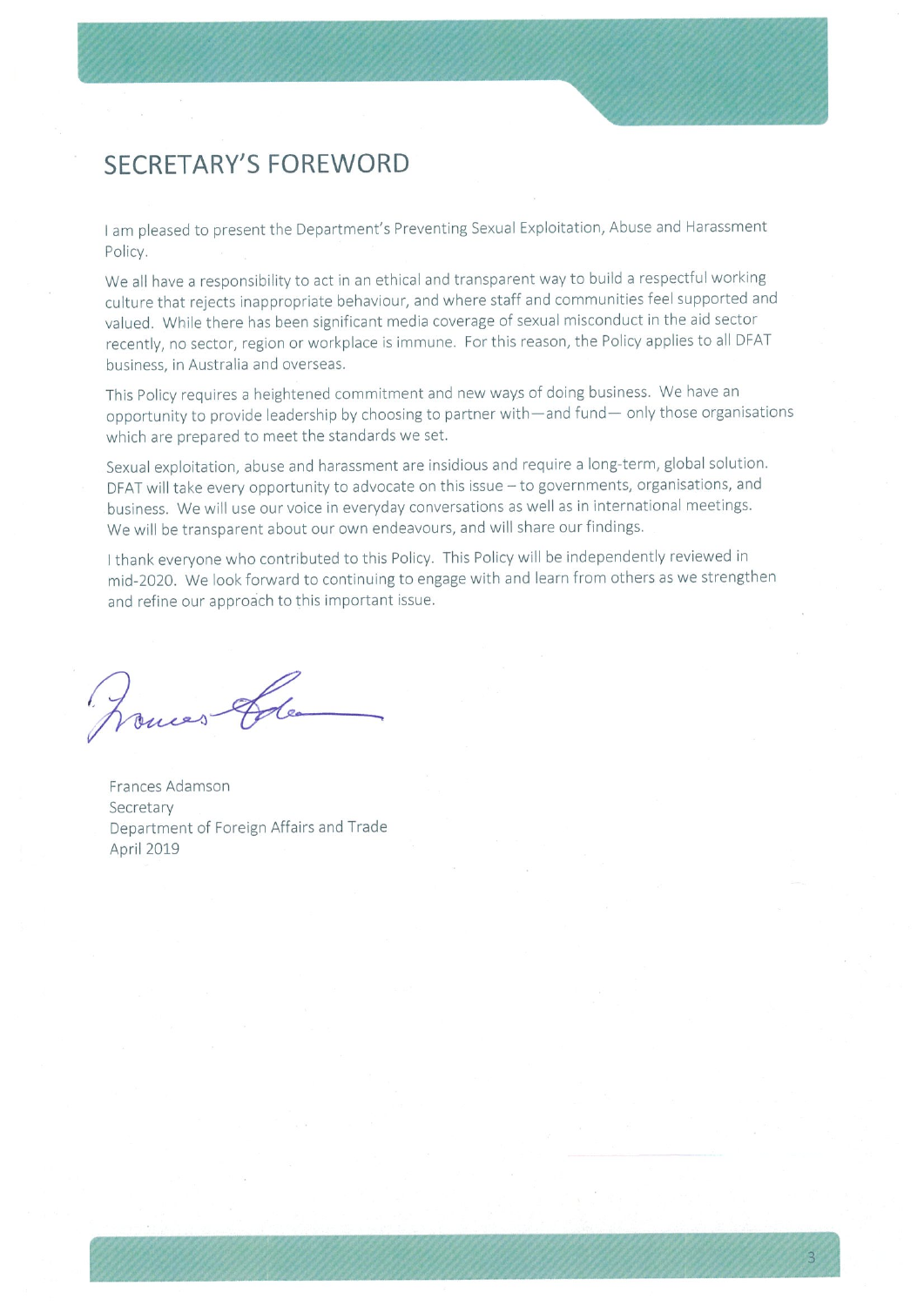# SECRETARY'S FOREWORD

I am pleased to present the Department's Preventing Sexual Exploitation, Abuse and Harassment Policy.

We all have a responsibility to act in an ethical and transparent way to build a respectful working culture that rejects inappropriate behaviour, and where staff and communities feel supported and valued. While there has been significant media coverage of sexual misconduct in the aid sector recently, no sector, region or workplace is immune. For this reason, the Policy applies to all DFAT business, in Australia and overseas.

This Policy requires a heightened commitment and new ways of doing business. We have an opportunity to provide leadership by choosing to partner with—and fund— only those organisations which are prepared to meet the standards we set.

Sexual exploitation, abuse and harassment are insidious and require a long-term, global solution. DFAT will take every opportunity to advocate on this issue – to governments, organisations, and business. We will use our voice in everyday conversations as well as in international meetings. We will be transparent about our own endeavours, and will share our findings.

I thank everyone who contributed to this Policy. This Policy will be independently reviewed in mid-2020. We look forward to continuing to engage with and learn from others as we strengthen and refine our approach to this important issue.

Frances Adamson
Secretary
Department of Foreign Affairs and Trade
April 2019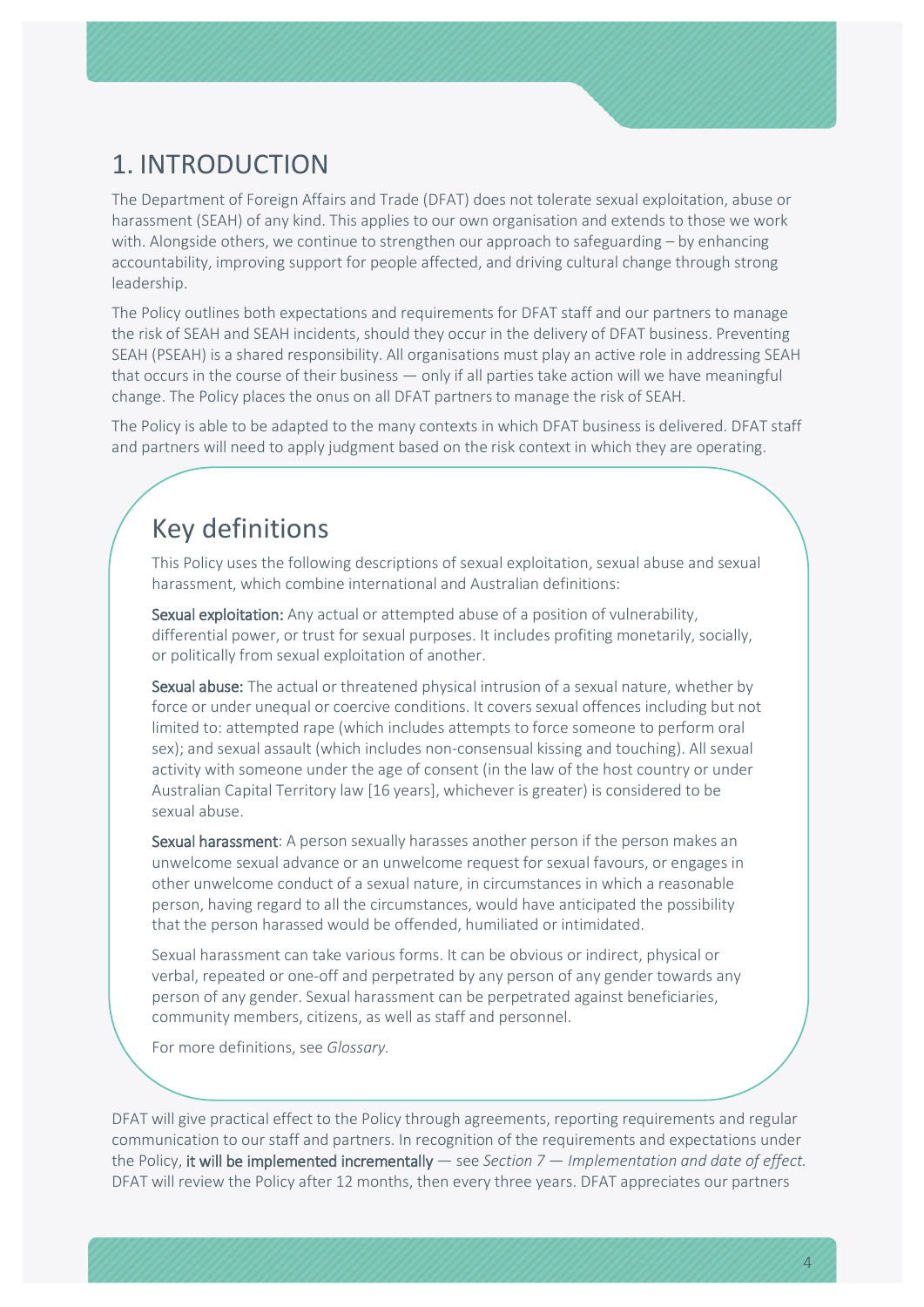# 1. INTRODUCTION

The Department of Foreign Affairs and Trade (DFAT) does not tolerate sexual exploitation, abuse or harassment (SEAH) of any kind. This applies to our own organisation and extends to those we work with. Alongside others, we continue to strengthen our approach to safeguarding – by enhancing accountability, improving support for people affected, and driving cultural change through strong leadership.

The Policy outlines both expectations and requirements for DFAT staff and our partners to manage the risk of SEAH and SEAH incidents, should they occur in the delivery of DFAT business. Preventing SEAH (PSEAH) is a shared responsibility. All organisations must play an active role in addressing SEAH that occurs in the course of their business — only if all parties take action will we have meaningful change. The Policy places the onus on all DFAT partners to manage the risk of SEAH.

The Policy is able to be adapted to the many contexts in which DFAT business is delivered. DFAT staff and partners will need to apply judgment based on the risk context in which they are operating.

## Key definitions

This Policy uses the following descriptions of sexual exploitation, sexual abuse and sexual harassment, which combine international and Australian definitions:

**Sexual exploitation:** Any actual or attempted abuse of a position of vulnerability, differential power, or trust for sexual purposes. It includes profiting monetarily, socially, or politically from sexual exploitation of another.

**Sexual abuse:** The actual or threatened physical intrusion of a sexual nature, whether by force or under unequal or coercive conditions. It covers sexual offences including but not limited to: attempted rape (which includes attempts to force someone to perform oral sex); and sexual assault (which includes non-consensual kissing and touching). All sexual activity with someone under the age of consent (in the law of the host country or under Australian Capital Territory law [16 years], whichever is greater) is considered to be sexual abuse.

**Sexual harassment**: A person sexually harasses another person if the person makes an unwelcome sexual advance or an unwelcome request for sexual favours, or engages in other unwelcome conduct of a sexual nature, in circumstances in which a reasonable person, having regard to all the circumstances, would have anticipated the possibility that the person harassed would be offended, humiliated or intimidated.

Sexual harassment can take various forms. It can be obvious or indirect, physical or verbal, repeated or one-off and perpetrated by any person of any gender towards any person of any gender. Sexual harassment can be perpetrated against beneficiaries, community members, citizens, as well as staff and personnel.

For more definitions, see *Glossary.*

DFAT will give practical effect to the Policy through agreements, reporting requirements and regular communication to our staff and partners. In recognition of the requirements and expectations under the Policy, **it will be implemented incrementally** — see *Section 7 — Implementation and date of effect.* DFAT will review the Policy after 12 months, then every three years. DFAT appreciates our partners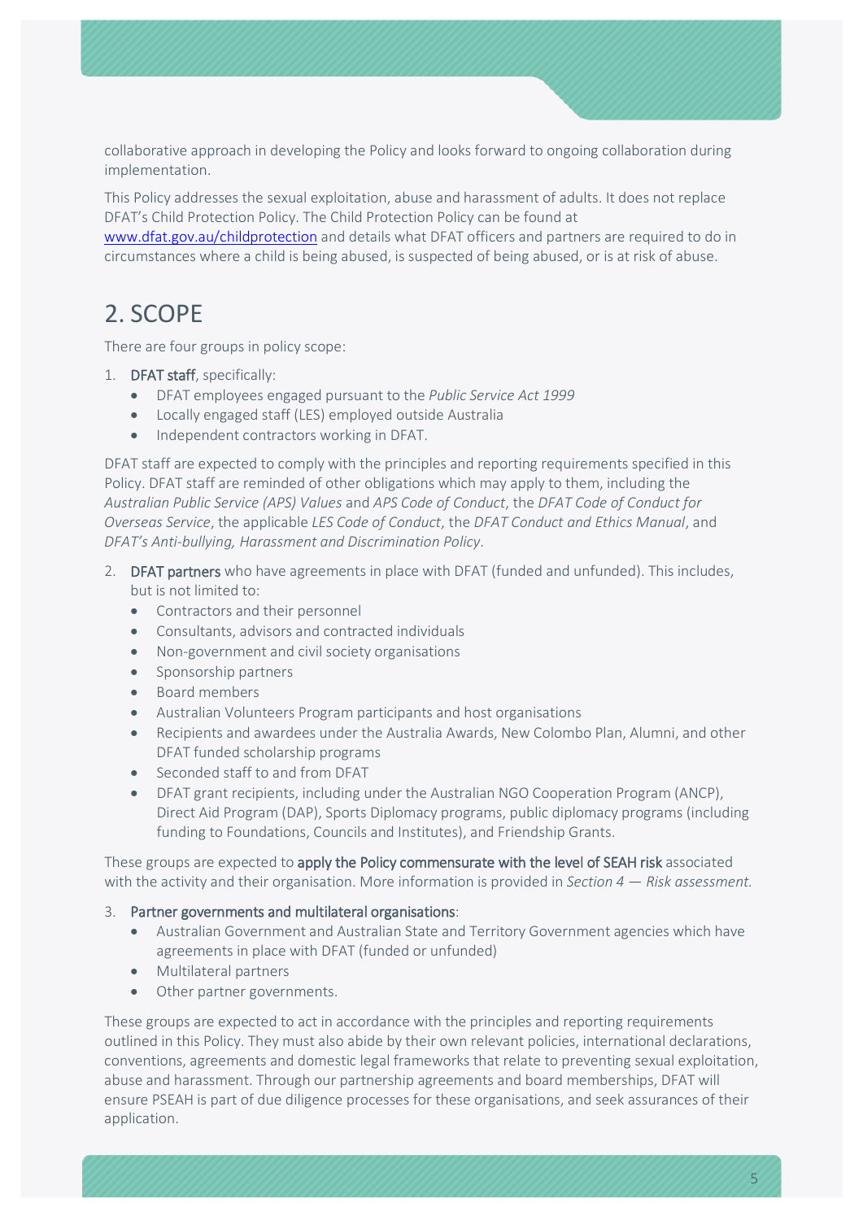collaborative approach in developing the Policy and looks forward to ongoing collaboration during implementation.

This Policy addresses the sexual exploitation, abuse and harassment of adults. It does not replace DFAT's Child Protection Policy. The Child Protection Policy can be found at [www.dfat.gov.au/childprotection](www.dfat.gov.au/childprotection) and details what DFAT officers and partners are required to do in circumstances where a child is being abused, is suspected of being abused, or is at risk of abuse.

# 2. SCOPE

There are four groups in policy scope:

1. **DFAT staff**, specifically:
   - DFAT employees engaged pursuant to the *Public Service Act 1999*
   - Locally engaged staff (LES) employed outside Australia
   - Independent contractors working in DFAT.

DFAT staff are expected to comply with the principles and reporting requirements specified in this Policy. DFAT staff are reminded of other obligations which may apply to them, including the *Australian Public Service (APS) Values* and *APS Code of Conduct*, the *DFAT Code of Conduct for Overseas Service*, the applicable *LES Code of Conduct*, the *DFAT Conduct and Ethics Manual*, and *DFAT's Anti-bullying, Harassment and Discrimination Policy*.

2. **DFAT partners** who have agreements in place with DFAT (funded and unfunded). This includes, but is not limited to:
   - Contractors and their personnel
   - Consultants, advisors and contracted individuals
   - Non-government and civil society organisations
   - Sponsorship partners
   - Board members
   - Australian Volunteers Program participants and host organisations
   - Recipients and awardees under the Australia Awards, New Colombo Plan, Alumni, and other DFAT funded scholarship programs
   - Seconded staff to and from DFAT
   - DFAT grant recipients, including under the Australian NGO Cooperation Program (ANCP), Direct Aid Program (DAP), Sports Diplomacy programs, public diplomacy programs (including funding to Foundations, Councils and Institutes), and Friendship Grants.

These groups are expected to **apply the Policy commensurate with the level of SEAH risk** associated with the activity and their organisation. More information is provided in *Section 4 — Risk assessment*.

3. **Partner governments and multilateral organisations**:
   - Australian Government and Australian State and Territory Government agencies which have agreements in place with DFAT (funded or unfunded)
   - Multilateral partners
   - Other partner governments.

These groups are expected to act in accordance with the principles and reporting requirements outlined in this Policy. They must also abide by their own relevant policies, international declarations, conventions, agreements and domestic legal frameworks that relate to preventing sexual exploitation, abuse and harassment. Through our partnership agreements and board memberships, DFAT will ensure PSEAH is part of due diligence processes for these organisations, and seek assurances of their application.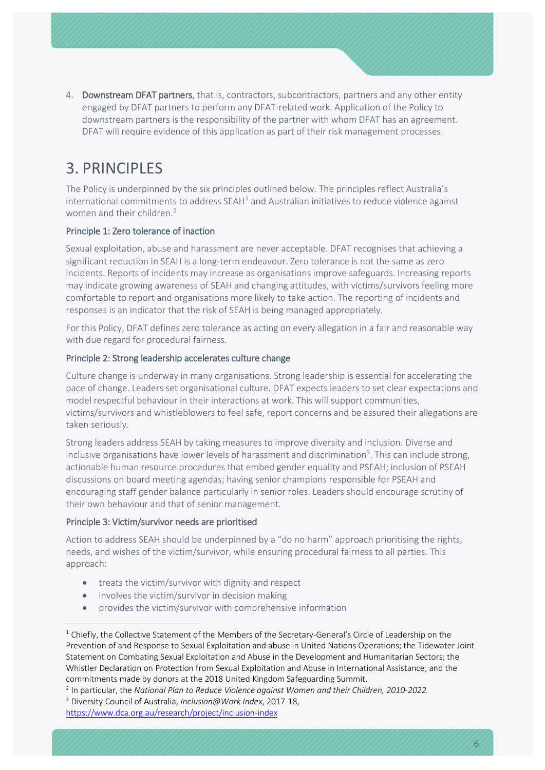4. **Downstream DFAT partners**, that is, contractors, subcontractors, partners and any other entity engaged by DFAT partners to perform any DFAT-related work. Application of the Policy to downstream partners is the responsibility of the partner with whom DFAT has an agreement. DFAT will require evidence of this application as part of their risk management processes.

# 3. PRINCIPLES

The Policy is underpinned by the six principles outlined below. The principles reflect Australia's international commitments to address SEAH[1] and Australian initiatives to reduce violence against women and their children.[2]

### Principle 1: Zero tolerance of inaction

Sexual exploitation, abuse and harassment are never acceptable. DFAT recognises that achieving a significant reduction in SEAH is a long-term endeavour. Zero tolerance is not the same as zero incidents. Reports of incidents may increase as organisations improve safeguards. Increasing reports may indicate growing awareness of SEAH and changing attitudes, with victims/survivors feeling more comfortable to report and organisations more likely to take action. The reporting of incidents and responses is an indicator that the risk of SEAH is being managed appropriately.

For this Policy, DFAT defines zero tolerance as acting on every allegation in a fair and reasonable way with due regard for procedural fairness.

### Principle 2: Strong leadership accelerates culture change

Culture change is underway in many organisations. Strong leadership is essential for accelerating the pace of change. Leaders set organisational culture. DFAT expects leaders to set clear expectations and model respectful behaviour in their interactions at work. This will support communities, victims/survivors and whistleblowers to feel safe, report concerns and be assured their allegations are taken seriously.

Strong leaders address SEAH by taking measures to improve diversity and inclusion. Diverse and inclusive organisations have lower levels of harassment and discrimination[3]. This can include strong, actionable human resource procedures that embed gender equality and PSEAH; inclusion of PSEAH discussions on board meeting agendas; having senior champions responsible for PSEAH and encouraging staff gender balance particularly in senior roles. Leaders should encourage scrutiny of their own behaviour and that of senior management.

### Principle 3: Victim/survivor needs are prioritised

Action to address SEAH should be underpinned by a "do no harm" approach prioritising the rights, needs, and wishes of the victim/survivor, while ensuring procedural fairness to all parties. This approach:

- treats the victim/survivor with dignity and respect
- involves the victim/survivor in decision making
- provides the victim/survivor with comprehensive information

---

[1] Chiefly, the Collective Statement of the Members of the Secretary-General's Circle of Leadership on the Prevention of and Response to Sexual Exploitation and abuse in United Nations Operations; the Tidewater Joint Statement on Combating Sexual Exploitation and Abuse in the Development and Humanitarian Sectors; the Whistler Declaration on Protection from Sexual Exploitation and Abuse in International Assistance; and the commitments made by donors at the 2018 United Kingdom Safeguarding Summit.

[2] In particular, the *National Plan to Reduce Violence against Women and their Children, 2010-2022*.

[3] Diversity Council of Australia, *Inclusion@Work Index*, 2017-18, https://www.dca.org.au/research/project/inclusion-index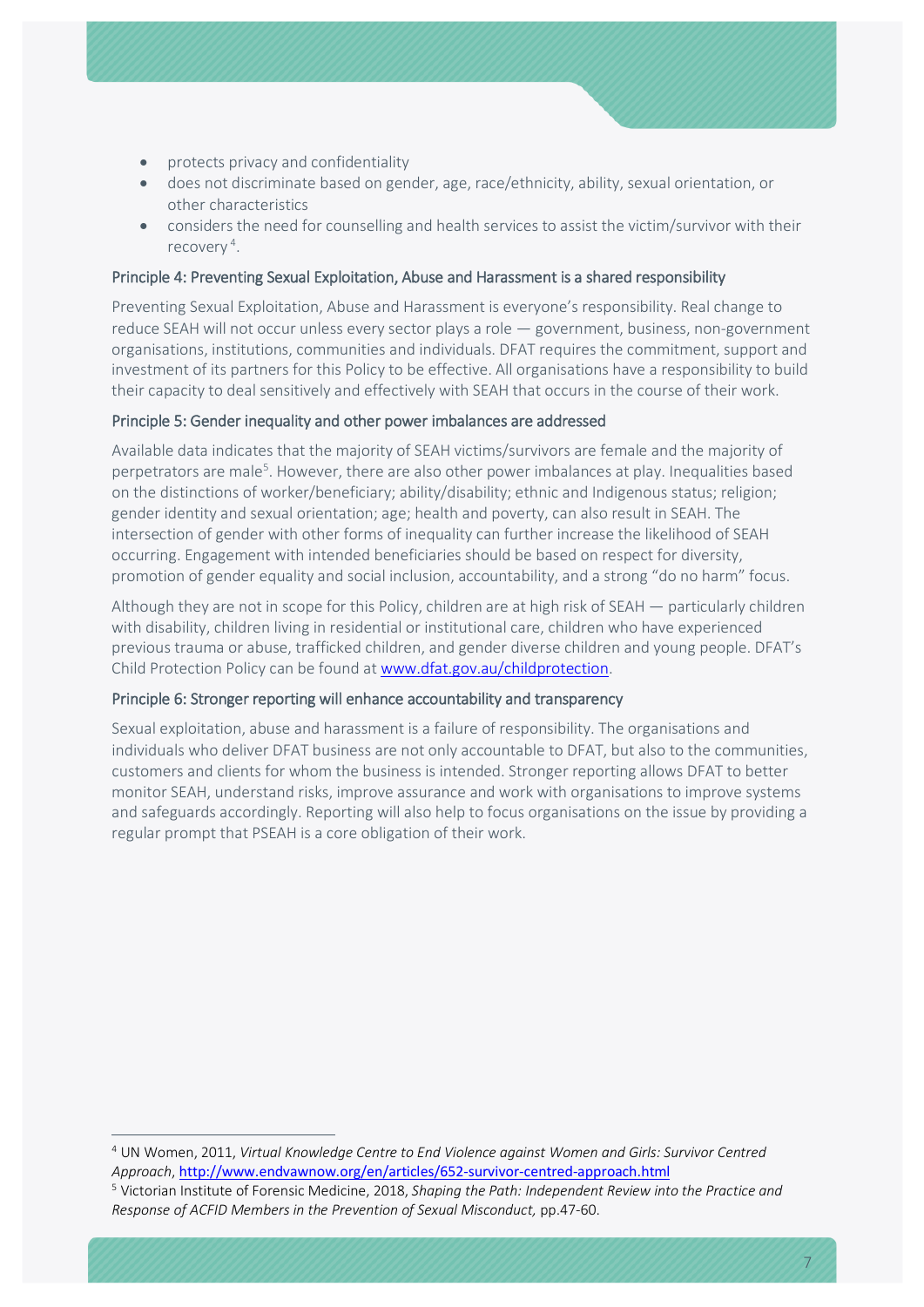- protects privacy and confidentiality
- does not discriminate based on gender, age, race/ethnicity, ability, sexual orientation, or other characteristics
- considers the need for counselling and health services to assist the victim/survivor with their recovery[4].

### Principle 4: Preventing Sexual Exploitation, Abuse and Harassment is a shared responsibility

Preventing Sexual Exploitation, Abuse and Harassment is everyone's responsibility. Real change to reduce SEAH will not occur unless every sector plays a role — government, business, non-government organisations, institutions, communities and individuals. DFAT requires the commitment, support and investment of its partners for this Policy to be effective. All organisations have a responsibility to build their capacity to deal sensitively and effectively with SEAH that occurs in the course of their work.

### Principle 5: Gender inequality and other power imbalances are addressed

Available data indicates that the majority of SEAH victims/survivors are female and the majority of perpetrators are male[5]. However, there are also other power imbalances at play. Inequalities based on the distinctions of worker/beneficiary; ability/disability; ethnic and Indigenous status; religion; gender identity and sexual orientation; age; health and poverty, can also result in SEAH. The intersection of gender with other forms of inequality can further increase the likelihood of SEAH occurring. Engagement with intended beneficiaries should be based on respect for diversity, promotion of gender equality and social inclusion, accountability, and a strong "do no harm" focus.

Although they are not in scope for this Policy, children are at high risk of SEAH — particularly children with disability, children living in residential or institutional care, children who have experienced previous trauma or abuse, trafficked children, and gender diverse children and young people. DFAT's Child Protection Policy can be found at [www.dfat.gov.au/childprotection](http://www.dfat.gov.au/childprotection).

### Principle 6: Stronger reporting will enhance accountability and transparency

Sexual exploitation, abuse and harassment is a failure of responsibility. The organisations and individuals who deliver DFAT business are not only accountable to DFAT, but also to the communities, customers and clients for whom the business is intended. Stronger reporting allows DFAT to better monitor SEAH, understand risks, improve assurance and work with organisations to improve systems and safeguards accordingly. Reporting will also help to focus organisations on the issue by providing a regular prompt that PSEAH is a core obligation of their work.

---

[4] UN Women, 2011, *Virtual Knowledge Centre to End Violence against Women and Girls: Survivor Centred Approach*, http://www.endvawnow.org/en/articles/652-survivor-centred-approach.html

[5] Victorian Institute of Forensic Medicine, 2018, *Shaping the Path: Independent Review into the Practice and Response of ACFID Members in the Prevention of Sexual Misconduct,* pp.47-60.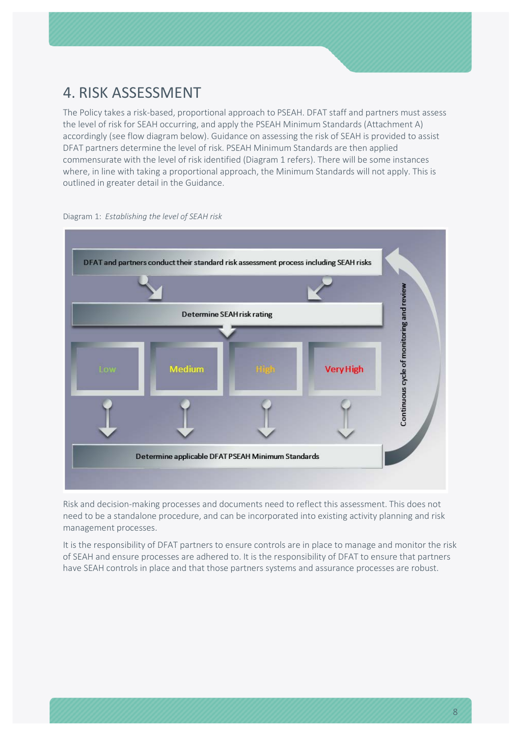# 4. RISK ASSESSMENT

The Policy takes a risk-based, proportional approach to PSEAH. DFAT staff and partners must assess the level of risk for SEAH occurring, and apply the PSEAH Minimum Standards (Attachment A) accordingly (see flow diagram below). Guidance on assessing the risk of SEAH is provided to assist DFAT partners determine the level of risk. PSEAH Minimum Standards are then applied commensurate with the level of risk identified (Diagram 1 refers). There will be some instances where, in line with taking a proportional approach, the Minimum Standards will not apply. This is outlined in greater detail in the Guidance.

Diagram 1: *Establishing the level of SEAH risk*

DFAT and partners conduct their standard risk assessment process including SEAH risks

Determine SEAH risk rating

Low | Medium | High | Very High

Determine applicable DFAT PSEAH Minimum Standards

Continuous cycle of monitoring and review

Risk and decision-making processes and documents need to reflect this assessment. This does not need to be a standalone procedure, and can be incorporated into existing activity planning and risk management processes.

It is the responsibility of DFAT partners to ensure controls are in place to manage and monitor the risk of SEAH and ensure processes are adhered to. It is the responsibility of DFAT to ensure that partners have SEAH controls in place and that those partners systems and assurance processes are robust.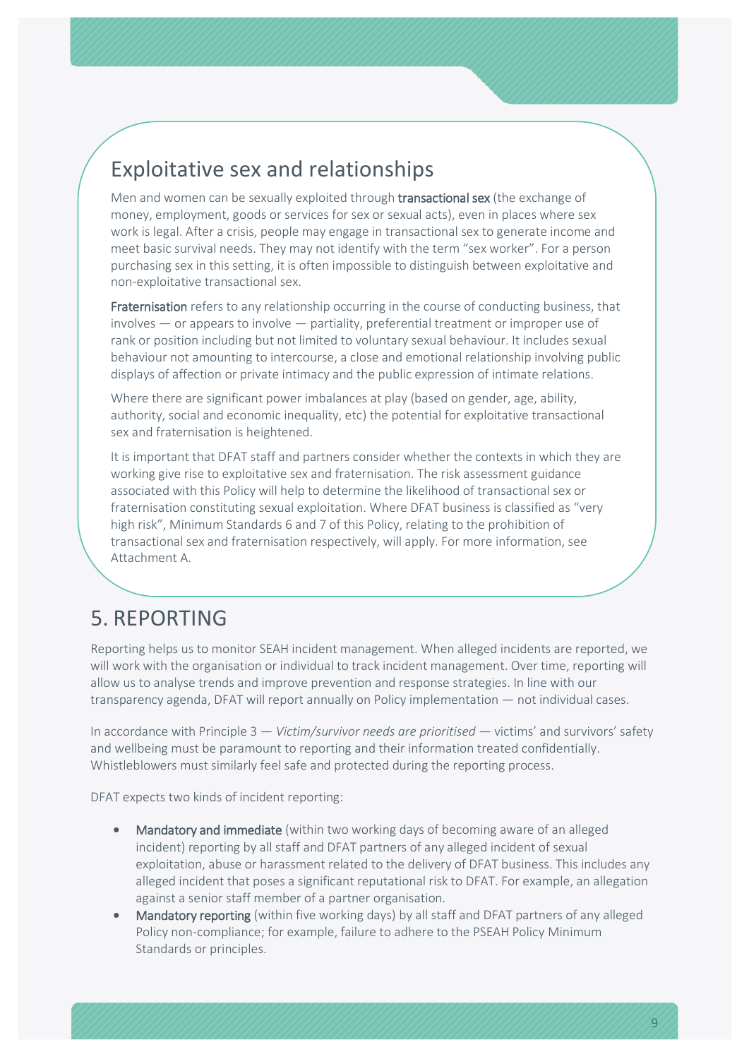## Exploitative sex and relationships

Men and women can be sexually exploited through **transactional sex** (the exchange of money, employment, goods or services for sex or sexual acts), even in places where sex work is legal. After a crisis, people may engage in transactional sex to generate income and meet basic survival needs. They may not identify with the term "sex worker". For a person purchasing sex in this setting, it is often impossible to distinguish between exploitative and non-exploitative transactional sex.

**Fraternisation** refers to any relationship occurring in the course of conducting business, that involves — or appears to involve — partiality, preferential treatment or improper use of rank or position including but not limited to voluntary sexual behaviour. It includes sexual behaviour not amounting to intercourse, a close and emotional relationship involving public displays of affection or private intimacy and the public expression of intimate relations.

Where there are significant power imbalances at play (based on gender, age, ability, authority, social and economic inequality, etc) the potential for exploitative transactional sex and fraternisation is heightened.

It is important that DFAT staff and partners consider whether the contexts in which they are working give rise to exploitative sex and fraternisation. The risk assessment guidance associated with this Policy will help to determine the likelihood of transactional sex or fraternisation constituting sexual exploitation. Where DFAT business is classified as "very high risk", Minimum Standards 6 and 7 of this Policy, relating to the prohibition of transactional sex and fraternisation respectively, will apply. For more information, see Attachment A.

# 5. REPORTING

Reporting helps us to monitor SEAH incident management. When alleged incidents are reported, we will work with the organisation or individual to track incident management. Over time, reporting will allow us to analyse trends and improve prevention and response strategies. In line with our transparency agenda, DFAT will report annually on Policy implementation — not individual cases.

In accordance with Principle 3 — *Victim/survivor needs are prioritised* — victims' and survivors' safety and wellbeing must be paramount to reporting and their information treated confidentially. Whistleblowers must similarly feel safe and protected during the reporting process.

DFAT expects two kinds of incident reporting:

- **Mandatory and immediate** (within two working days of becoming aware of an alleged incident) reporting by all staff and DFAT partners of any alleged incident of sexual exploitation, abuse or harassment related to the delivery of DFAT business. This includes any alleged incident that poses a significant reputational risk to DFAT. For example, an allegation against a senior staff member of a partner organisation.
- **Mandatory reporting** (within five working days) by all staff and DFAT partners of any alleged Policy non-compliance; for example, failure to adhere to the PSEAH Policy Minimum Standards or principles.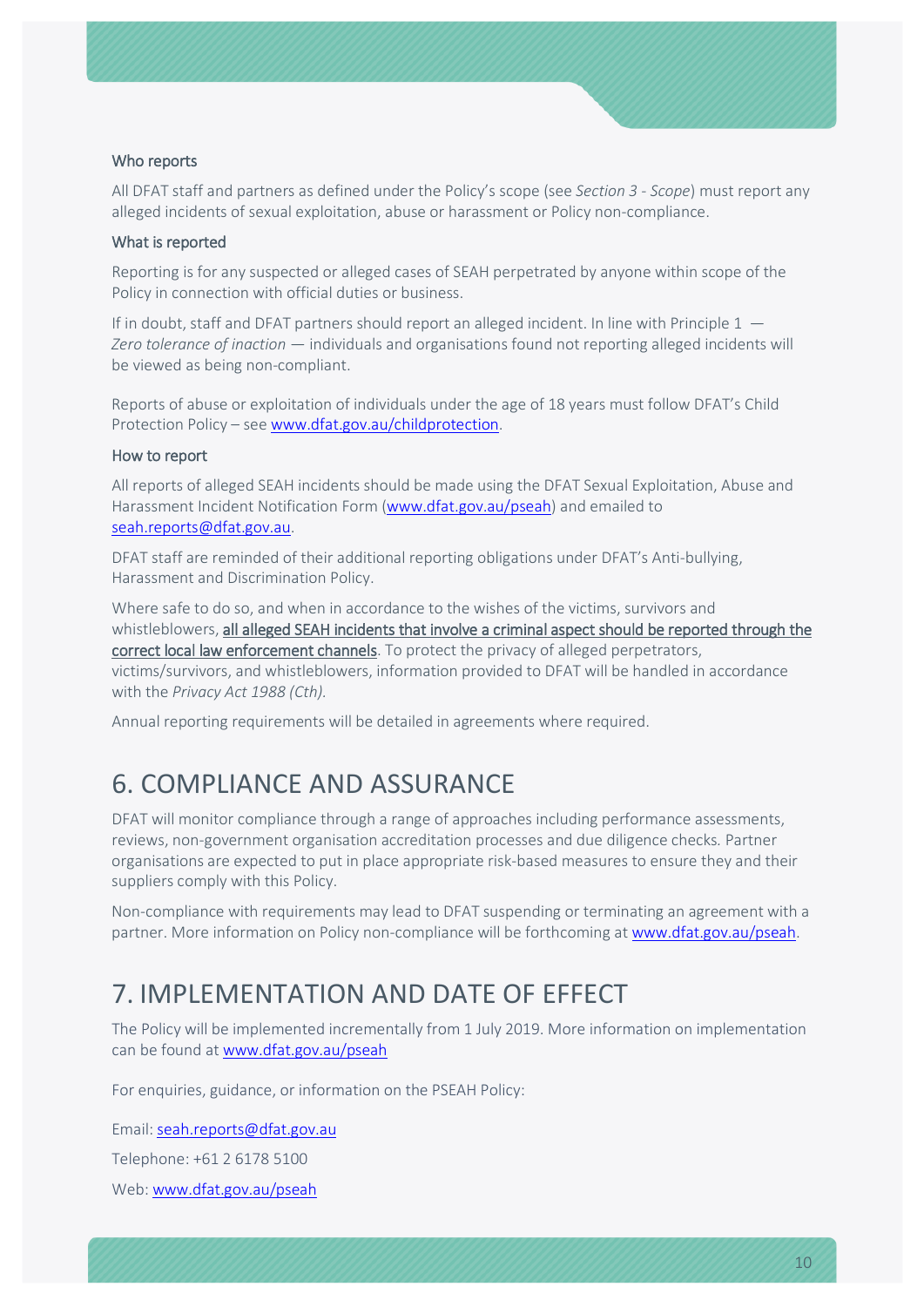### Who reports

All DFAT staff and partners as defined under the Policy's scope (see *Section 3 - Scope*) must report any alleged incidents of sexual exploitation, abuse or harassment or Policy non-compliance.

### What is reported

Reporting is for any suspected or alleged cases of SEAH perpetrated by anyone within scope of the Policy in connection with official duties or business.

If in doubt, staff and DFAT partners should report an alleged incident. In line with Principle 1 — *Zero tolerance of inaction* — individuals and organisations found not reporting alleged incidents will be viewed as being non-compliant.

Reports of abuse or exploitation of individuals under the age of 18 years must follow DFAT's Child Protection Policy – see www.dfat.gov.au/childprotection.

### How to report

All reports of alleged SEAH incidents should be made using the DFAT Sexual Exploitation, Abuse and Harassment Incident Notification Form (www.dfat.gov.au/pseah) and emailed to seah.reports@dfat.gov.au.

DFAT staff are reminded of their additional reporting obligations under DFAT's Anti-bullying, Harassment and Discrimination Policy.

Where safe to do so, and when in accordance to the wishes of the victims, survivors and whistleblowers, **all alleged SEAH incidents that involve a criminal aspect should be reported through the correct local law enforcement channels**. To protect the privacy of alleged perpetrators, victims/survivors, and whistleblowers, information provided to DFAT will be handled in accordance with the *Privacy Act 1988 (Cth)*.

Annual reporting requirements will be detailed in agreements where required.

# 6. COMPLIANCE AND ASSURANCE

DFAT will monitor compliance through a range of approaches including performance assessments, reviews, non-government organisation accreditation processes and due diligence checks. Partner organisations are expected to put in place appropriate risk-based measures to ensure they and their suppliers comply with this Policy.

Non-compliance with requirements may lead to DFAT suspending or terminating an agreement with a partner. More information on Policy non-compliance will be forthcoming at www.dfat.gov.au/pseah.

# 7. IMPLEMENTATION AND DATE OF EFFECT

The Policy will be implemented incrementally from 1 July 2019. More information on implementation can be found at www.dfat.gov.au/pseah

For enquiries, guidance, or information on the PSEAH Policy:

Email: seah.reports@dfat.gov.au

Telephone: +61 2 6178 5100

Web: www.dfat.gov.au/pseah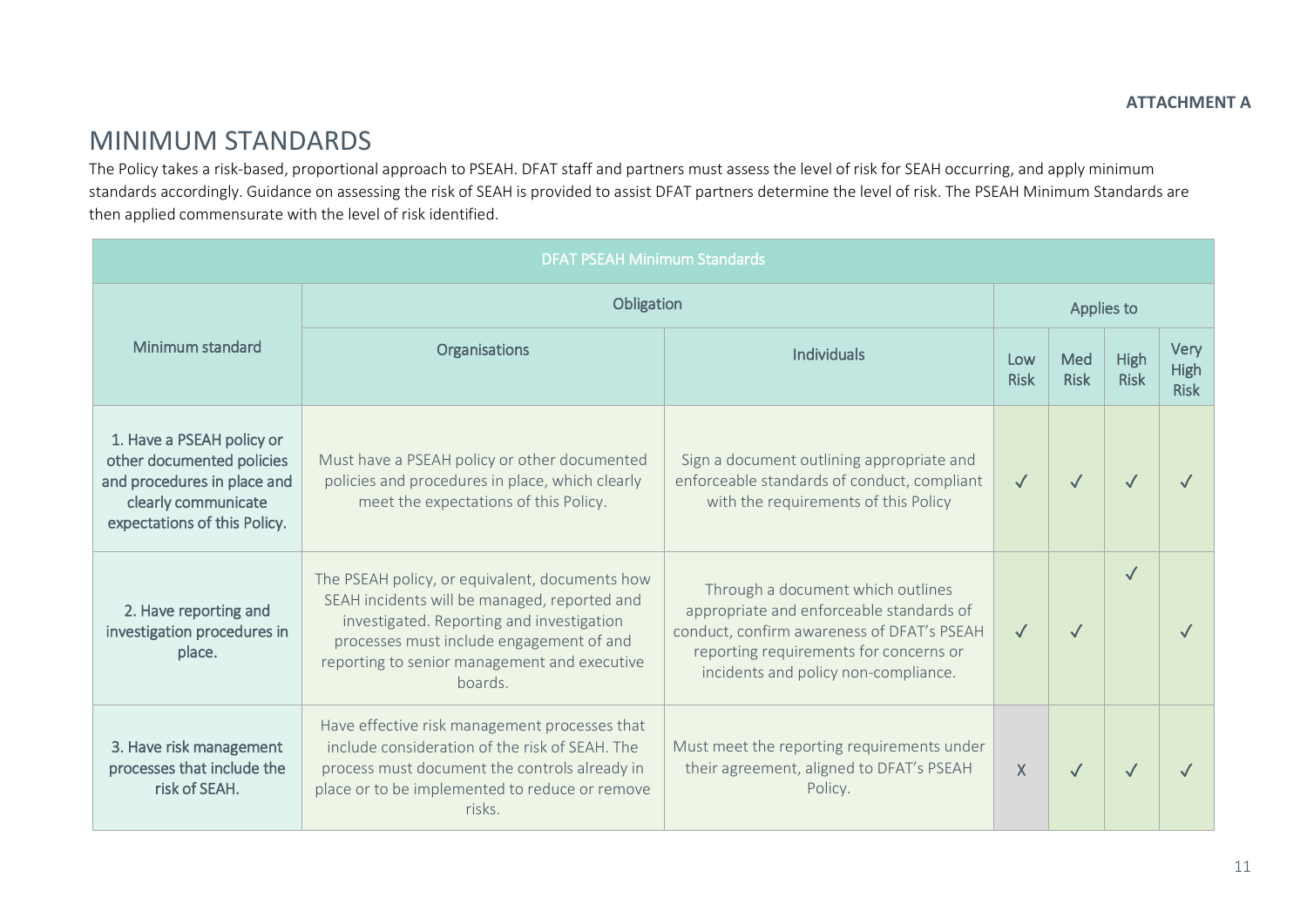**ATTACHMENT A**

# MINIMUM STANDARDS

The Policy takes a risk-based, proportional approach to PSEAH. DFAT staff and partners must assess the level of risk for SEAH occurring, and apply minimum standards accordingly. Guidance on assessing the risk of SEAH is provided to assist DFAT partners determine the level of risk. The PSEAH Minimum Standards are then applied commensurate with the level of risk identified.

| DFAT PSEAH Minimum Standards | | | | | | |
|---|---|---|---|---|---|---|
| Minimum standard | Obligation | | Applies to | | | |
| | Organisations | Individuals | Low Risk | Med Risk | High Risk | Very High Risk |
| 1. Have a PSEAH policy or other documented policies and procedures in place and clearly communicate expectations of this Policy. | Must have a PSEAH policy or other documented policies and procedures in place, which clearly meet the expectations of this Policy. | Sign a document outlining appropriate and enforceable standards of conduct, compliant with the requirements of this Policy | ✓ | ✓ | ✓ | ✓ |
| 2. Have reporting and investigation procedures in place. | The PSEAH policy, or equivalent, documents how SEAH incidents will be managed, reported and investigated. Reporting and investigation processes must include engagement of and reporting to senior management and executive boards. | Through a document which outlines appropriate and enforceable standards of conduct, confirm awareness of DFAT's PSEAH reporting requirements for concerns or incidents and policy non-compliance. | ✓ | ✓ | ✓ | ✓ |
| 3. Have risk management processes that include the risk of SEAH. | Have effective risk management processes that include consideration of the risk of SEAH. The process must document the controls already in place or to be implemented to reduce or remove risks. | Must meet the reporting requirements under their agreement, aligned to DFAT's PSEAH Policy. | X | ✓ | ✓ | ✓ |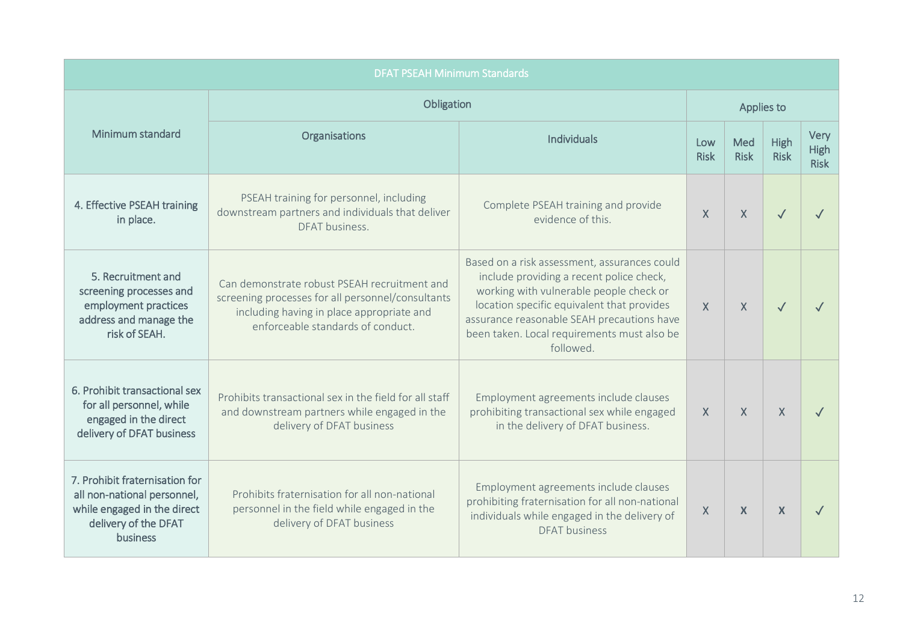| DFAT PSEAH Minimum Standards | | | | | | |
|---|---|---|---|---|---|---|
| Minimum standard | Obligation | | Applies to | | | |
| | Organisations | Individuals | Low Risk | Med Risk | High Risk | Very High Risk |
| 4. Effective PSEAH training in place. | PSEAH training for personnel, including downstream partners and individuals that deliver DFAT business. | Complete PSEAH training and provide evidence of this. | X | X | ✓ | ✓ |
| 5. Recruitment and screening processes and employment practices address and manage the risk of SEAH. | Can demonstrate robust PSEAH recruitment and screening processes for all personnel/consultants including having in place appropriate and enforceable standards of conduct. | Based on a risk assessment, assurances could include providing a recent police check, working with vulnerable people check or location specific equivalent that provides assurance reasonable SEAH precautions have been taken. Local requirements must also be followed. | X | X | ✓ | ✓ |
| 6. Prohibit transactional sex for all personnel, while engaged in the direct delivery of DFAT business | Prohibits transactional sex in the field for all staff and downstream partners while engaged in the delivery of DFAT business | Employment agreements include clauses prohibiting transactional sex while engaged in the delivery of DFAT business. | X | X | X | ✓ |
| 7. Prohibit fraternisation for all non-national personnel, while engaged in the direct delivery of the DFAT business | Prohibits fraternisation for all non-national personnel in the field while engaged in the delivery of DFAT business | Employment agreements include clauses prohibiting fraternisation for all non-national individuals while engaged in the delivery of DFAT business | X | X | X | ✓ |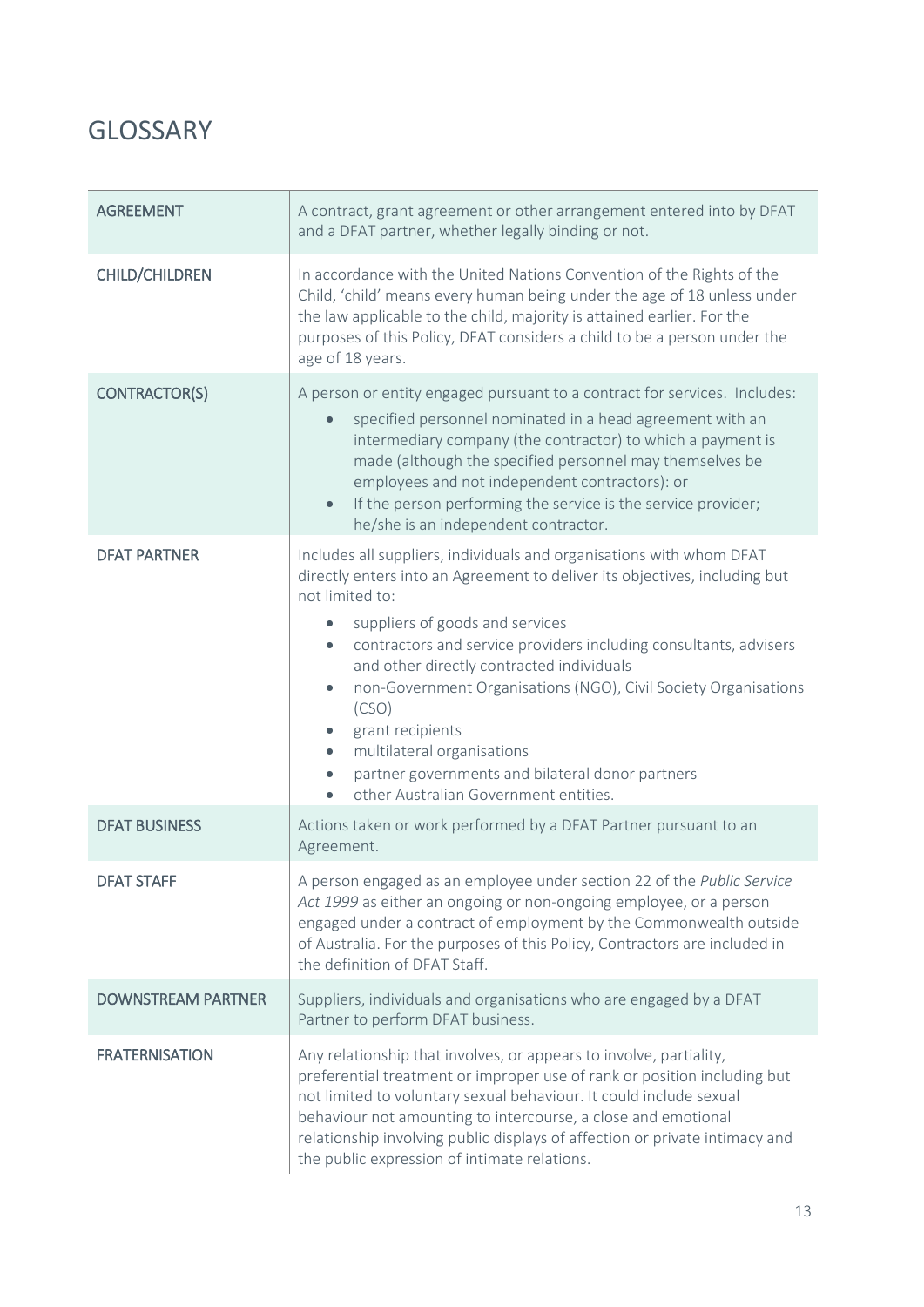# GLOSSARY

| | |
|---|---|
| **AGREEMENT** | A contract, grant agreement or other arrangement entered into by DFAT and a DFAT partner, whether legally binding or not. |
| **CHILD/CHILDREN** | In accordance with the United Nations Convention of the Rights of the Child, 'child' means every human being under the age of 18 unless under the law applicable to the child, majority is attained earlier. For the purposes of this Policy, DFAT considers a child to be a person under the age of 18 years. |
| **CONTRACTOR(S)** | A person or entity engaged pursuant to a contract for services. Includes: <br>• specified personnel nominated in a head agreement with an intermediary company (the contractor) to which a payment is made (although the specified personnel may themselves be employees and not independent contractors): or <br>• If the person performing the service is the service provider; he/she is an independent contractor. |
| **DFAT PARTNER** | Includes all suppliers, individuals and organisations with whom DFAT directly enters into an Agreement to deliver its objectives, including but not limited to: <br>• suppliers of goods and services <br>• contractors and service providers including consultants, advisers and other directly contracted individuals <br>• non-Government Organisations (NGO), Civil Society Organisations (CSO) <br>• grant recipients <br>• multilateral organisations <br>• partner governments and bilateral donor partners <br>• other Australian Government entities. |
| **DFAT BUSINESS** | Actions taken or work performed by a DFAT Partner pursuant to an Agreement. |
| **DFAT STAFF** | A person engaged as an employee under section 22 of the *Public Service Act 1999* as either an ongoing or non-ongoing employee, or a person engaged under a contract of employment by the Commonwealth outside of Australia. For the purposes of this Policy, Contractors are included in the definition of DFAT Staff. |
| **DOWNSTREAM PARTNER** | Suppliers, individuals and organisations who are engaged by a DFAT Partner to perform DFAT business. |
| **FRATERNISATION** | Any relationship that involves, or appears to involve, partiality, preferential treatment or improper use of rank or position including but not limited to voluntary sexual behaviour. It could include sexual behaviour not amounting to intercourse, a close and emotional relationship involving public displays of affection or private intimacy and the public expression of intimate relations. |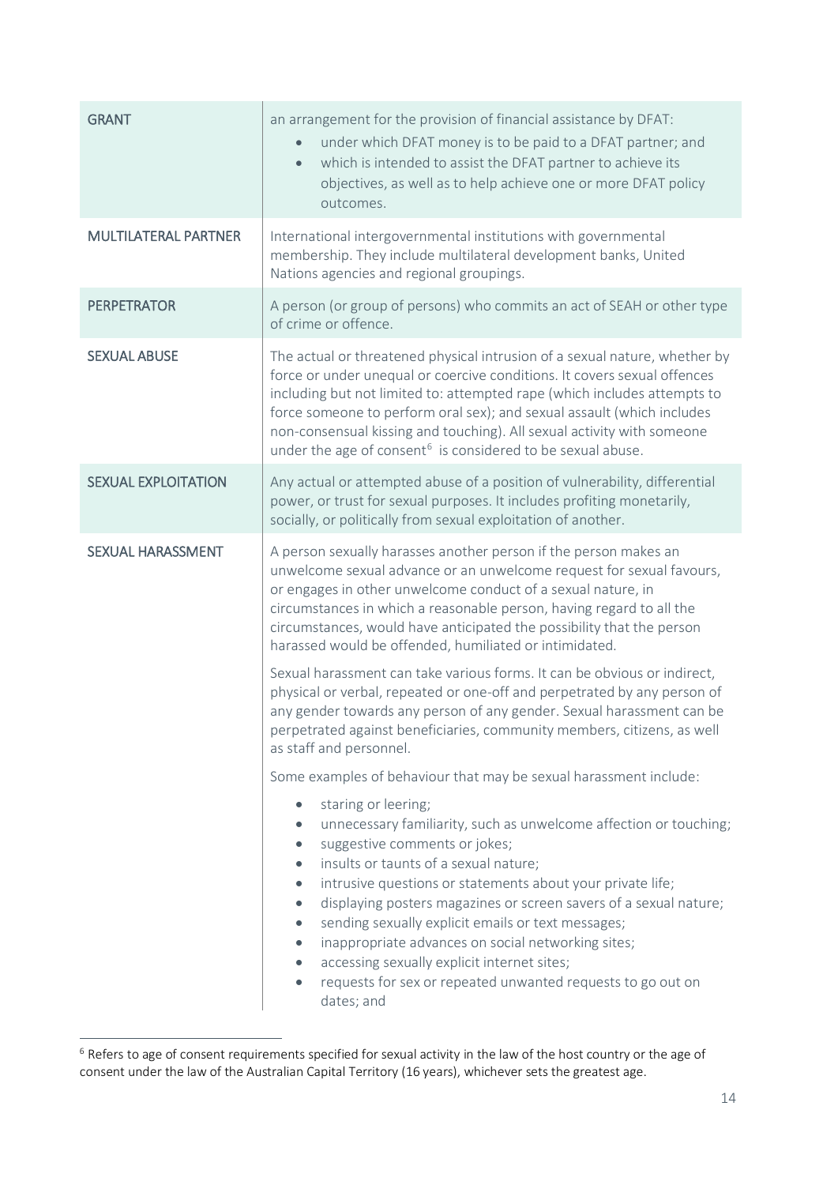| | |
|---|---|
| GRANT | an arrangement for the provision of financial assistance by DFAT:<br>• under which DFAT money is to be paid to a DFAT partner; and<br>• which is intended to assist the DFAT partner to achieve its objectives, as well as to help achieve one or more DFAT policy outcomes. |
| MULTILATERAL PARTNER | International intergovernmental institutions with governmental membership. They include multilateral development banks, United Nations agencies and regional groupings. |
| PERPETRATOR | A person (or group of persons) who commits an act of SEAH or other type of crime or offence. |
| SEXUAL ABUSE | The actual or threatened physical intrusion of a sexual nature, whether by force or under unequal or coercive conditions. It covers sexual offences including but not limited to: attempted rape (which includes attempts to force someone to perform oral sex); and sexual assault (which includes non-consensual kissing and touching). All sexual activity with someone under the age of consent[6] is considered to be sexual abuse. |
| SEXUAL EXPLOITATION | Any actual or attempted abuse of a position of vulnerability, differential power, or trust for sexual purposes. It includes profiting monetarily, socially, or politically from sexual exploitation of another. |
| SEXUAL HARASSMENT | A person sexually harasses another person if the person makes an unwelcome sexual advance or an unwelcome request for sexual favours, or engages in other unwelcome conduct of a sexual nature, in circumstances in which a reasonable person, having regard to all the circumstances, would have anticipated the possibility that the person harassed would be offended, humiliated or intimidated.<br><br>Sexual harassment can take various forms. It can be obvious or indirect, physical or verbal, repeated or one-off and perpetrated by any person of any gender towards any person of any gender. Sexual harassment can be perpetrated against beneficiaries, community members, citizens, as well as staff and personnel.<br><br>Some examples of behaviour that may be sexual harassment include:<br>• staring or leering;<br>• unnecessary familiarity, such as unwelcome affection or touching;<br>• suggestive comments or jokes;<br>• insults or taunts of a sexual nature;<br>• intrusive questions or statements about your private life;<br>• displaying posters magazines or screen savers of a sexual nature;<br>• sending sexually explicit emails or text messages;<br>• inappropriate advances on social networking sites;<br>• accessing sexually explicit internet sites;<br>• requests for sex or repeated unwanted requests to go out on dates; and |

[6] Refers to age of consent requirements specified for sexual activity in the law of the host country or the age of consent under the law of the Australian Capital Territory (16 years), whichever sets the greatest age.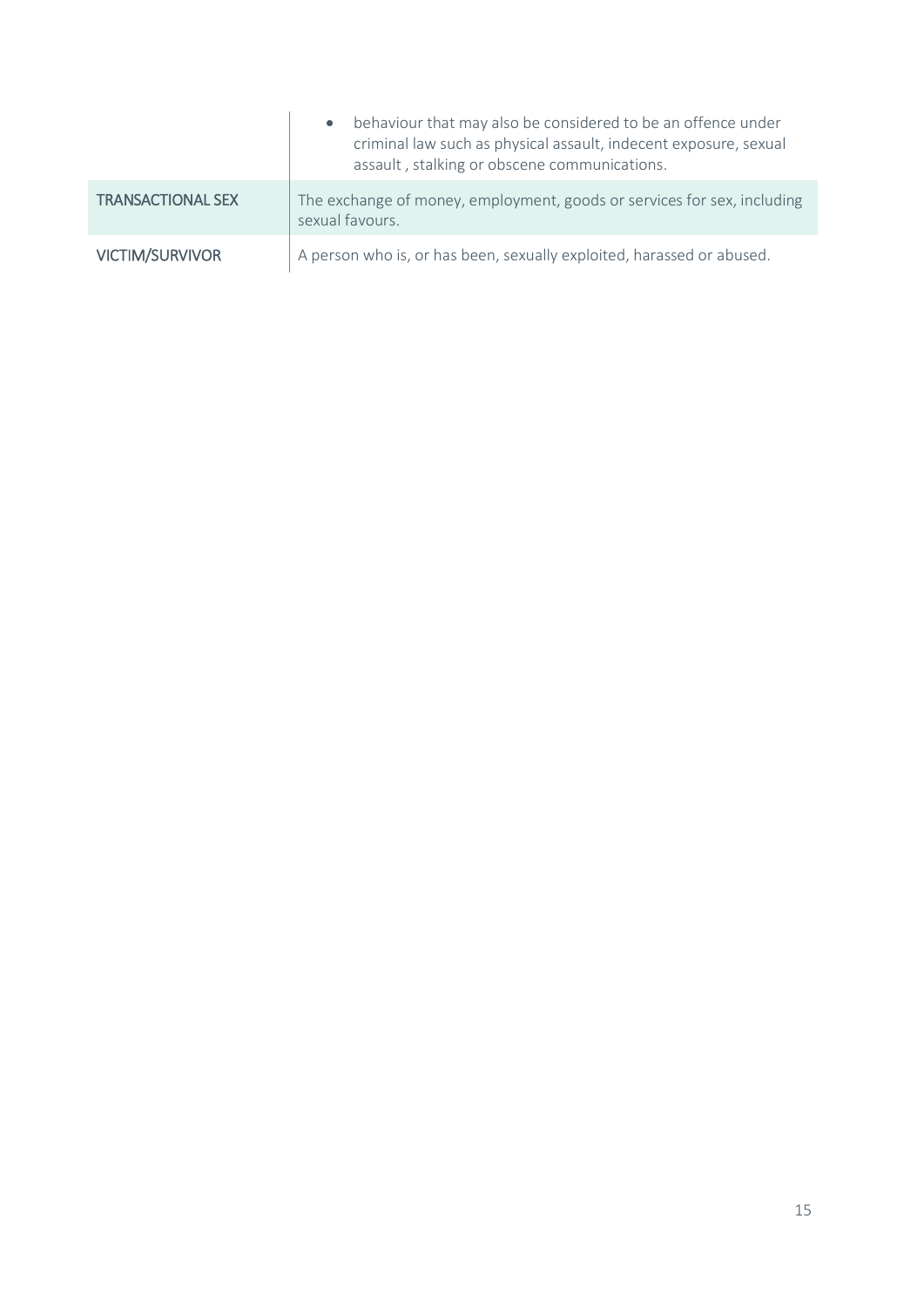| | |
|---|---|
| | • behaviour that may also be considered to be an offence under criminal law such as physical assault, indecent exposure, sexual assault , stalking or obscene communications. |
| TRANSACTIONAL SEX | The exchange of money, employment, goods or services for sex, including sexual favours. |
| VICTIM/SURVIVOR | A person who is, or has been, sexually exploited, harassed or abused. |